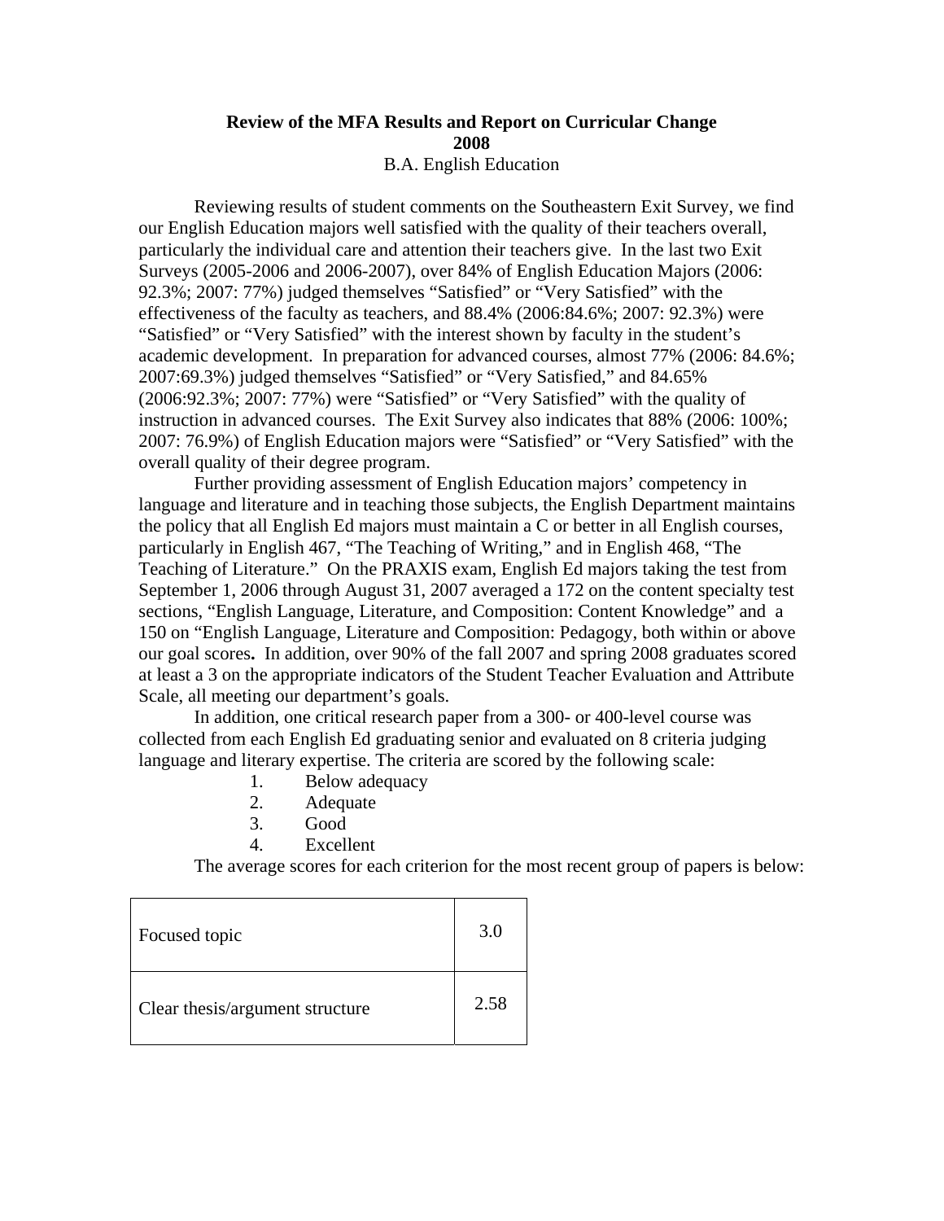# Review of the MFA Results and Report on Curricular Change
## 2008
B.A. English Education

Reviewing results of student comments on the Southeastern Exit Survey, we find our English Education majors well satisfied with the quality of their teachers overall, particularly the individual care and attention their teachers give. In the last two Exit Surveys (2005-2006 and 2006-2007), over 84% of English Education Majors (2006: 92.3%; 2007: 77%) judged themselves "Satisfied" or "Very Satisfied" with the effectiveness of the faculty as teachers, and 88.4% (2006:84.6%; 2007: 92.3%) were "Satisfied" or "Very Satisfied" with the interest shown by faculty in the student's academic development. In preparation for advanced courses, almost 77% (2006: 84.6%; 2007:69.3%) judged themselves "Satisfied" or "Very Satisfied," and 84.65% (2006:92.3%; 2007: 77%) were "Satisfied" or "Very Satisfied" with the quality of instruction in advanced courses. The Exit Survey also indicates that 88% (2006: 100%; 2007: 76.9%) of English Education majors were "Satisfied" or "Very Satisfied" with the overall quality of their degree program.

Further providing assessment of English Education majors' competency in language and literature and in teaching those subjects, the English Department maintains the policy that all English Ed majors must maintain a C or better in all English courses, particularly in English 467, "The Teaching of Writing," and in English 468, "The Teaching of Literature." On the PRAXIS exam, English Ed majors taking the test from September 1, 2006 through August 31, 2007 averaged a 172 on the content specialty test sections, "English Language, Literature, and Composition: Content Knowledge" and a 150 on "English Language, Literature and Composition: Pedagogy, both within or above our goal scores**.** In addition, over 90% of the fall 2007 and spring 2008 graduates scored at least a 3 on the appropriate indicators of the Student Teacher Evaluation and Attribute Scale, all meeting our department's goals.

In addition, one critical research paper from a 300- or 400-level course was collected from each English Ed graduating senior and evaluated on 8 criteria judging language and literary expertise. The criteria are scored by the following scale:

1. Below adequacy
2. Adequate
3. Good
4. Excellent

The average scores for each criterion for the most recent group of papers is below:

| | |
|---|---|
| Focused topic | 3.0 |
| Clear thesis/argument structure | 2.58 |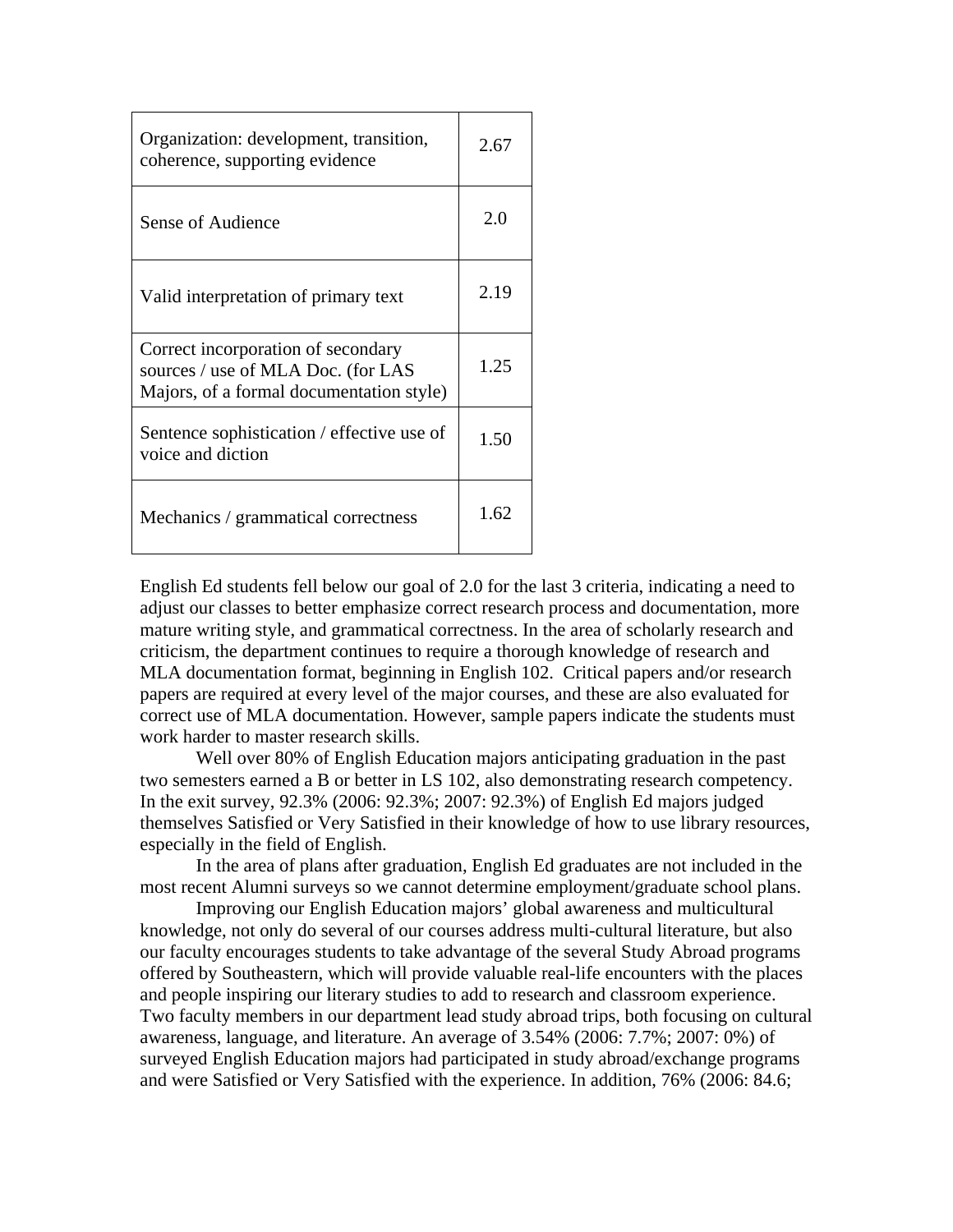| Organization: development, transition, coherence, supporting evidence | 2.67 |
| --- | --- |
| Sense of Audience | 2.0 |
| Valid interpretation of primary text | 2.19 |
| Correct incorporation of secondary sources / use of MLA Doc. (for LAS Majors, of a formal documentation style) | 1.25 |
| Sentence sophistication / effective use of voice and diction | 1.50 |
| Mechanics / grammatical correctness | 1.62 |

English Ed students fell below our goal of 2.0 for the last 3 criteria, indicating a need to adjust our classes to better emphasize correct research process and documentation, more mature writing style, and grammatical correctness. In the area of scholarly research and criticism, the department continues to require a thorough knowledge of research and MLA documentation format, beginning in English 102. Critical papers and/or research papers are required at every level of the major courses, and these are also evaluated for correct use of MLA documentation. However, sample papers indicate the students must work harder to master research skills.

Well over 80% of English Education majors anticipating graduation in the past two semesters earned a B or better in LS 102, also demonstrating research competency. In the exit survey, 92.3% (2006: 92.3%; 2007: 92.3%) of English Ed majors judged themselves Satisfied or Very Satisfied in their knowledge of how to use library resources, especially in the field of English.

In the area of plans after graduation, English Ed graduates are not included in the most recent Alumni surveys so we cannot determine employment/graduate school plans.

Improving our English Education majors' global awareness and multicultural knowledge, not only do several of our courses address multi-cultural literature, but also our faculty encourages students to take advantage of the several Study Abroad programs offered by Southeastern, which will provide valuable real-life encounters with the places and people inspiring our literary studies to add to research and classroom experience. Two faculty members in our department lead study abroad trips, both focusing on cultural awareness, language, and literature. An average of 3.54% (2006: 7.7%; 2007: 0%) of surveyed English Education majors had participated in study abroad/exchange programs and were Satisfied or Very Satisfied with the experience. In addition, 76% (2006: 84.6;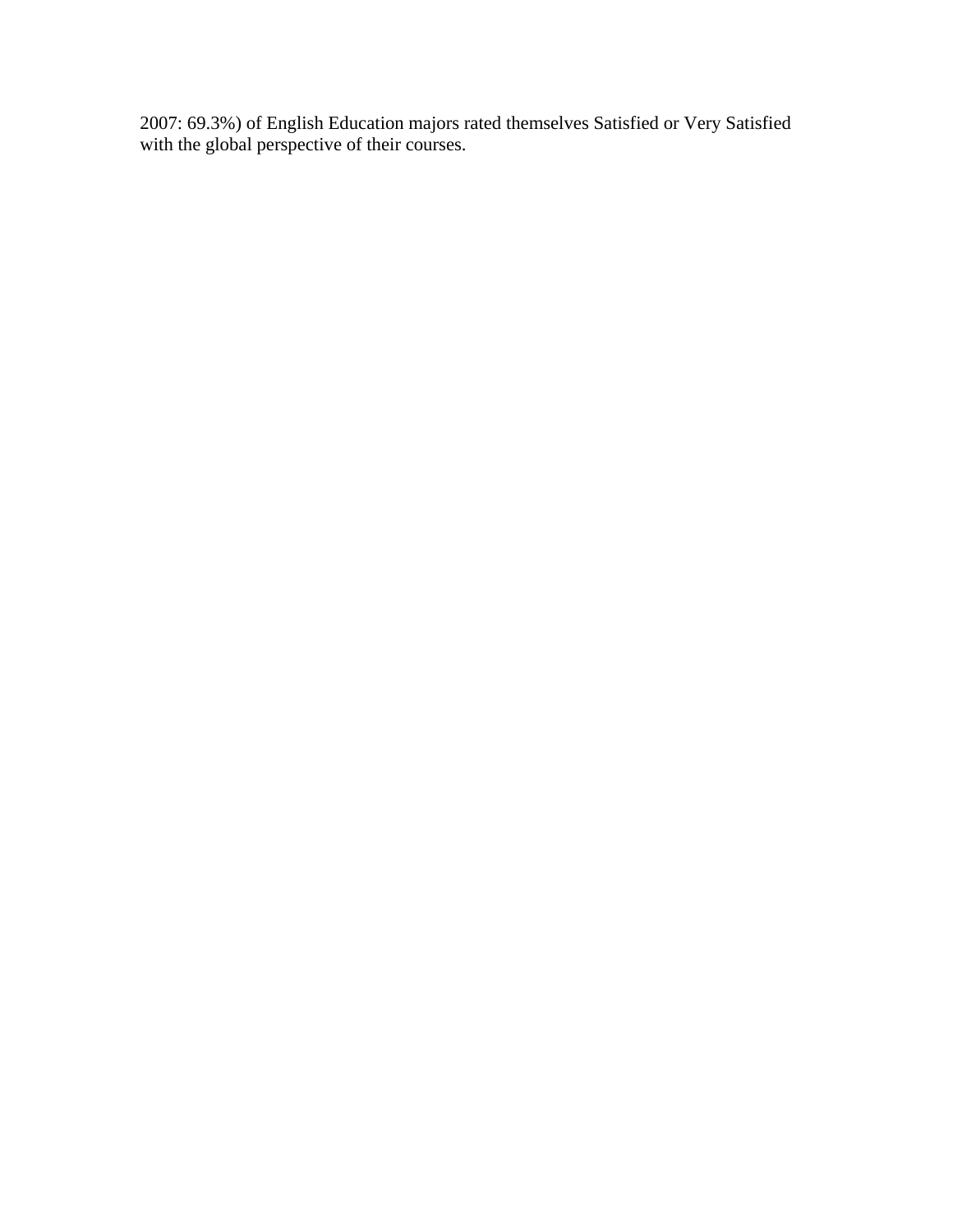2007: 69.3%) of English Education majors rated themselves Satisfied or Very Satisfied with the global perspective of their courses.